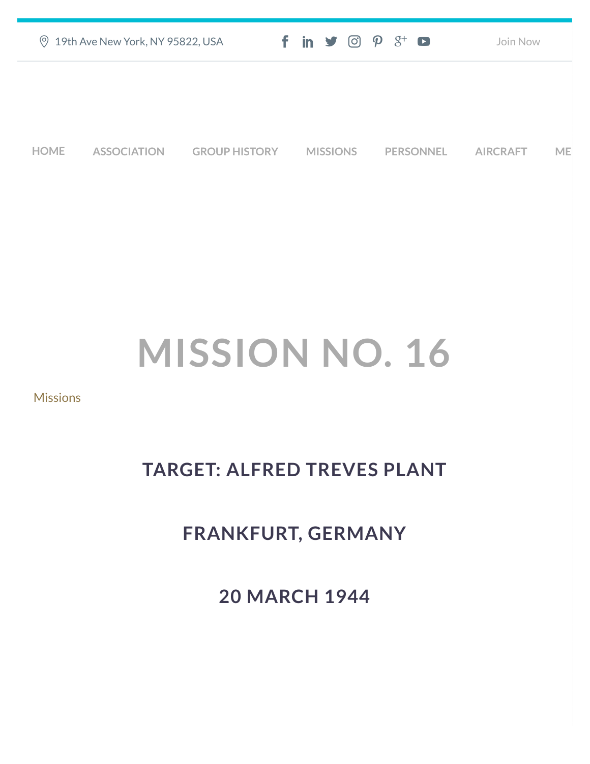19th Ave New York, NY 95822, USA

Join Now

HOME ASSOCIATION GROUP HISTORY MISSIONS PERSONNEL AIRCRAFT ME

# MISSION NO. 16

Missions

## TARGET: ALFRED TREVES PLANT

## FRANKFURT, GERMANY

## 20 MARCH 1944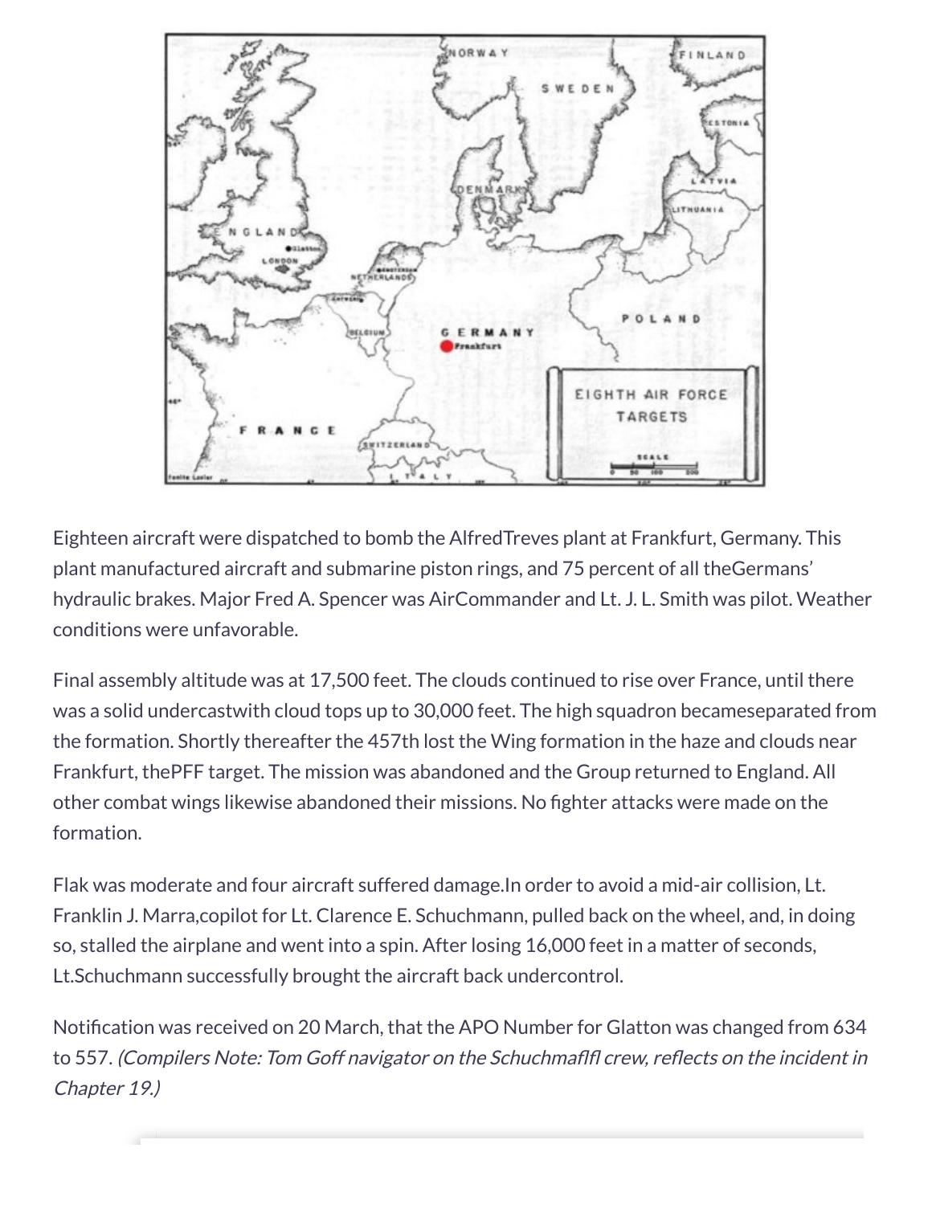Eighteen aircraft were dispatched to bomb the AlfredTreves plant at Frankfurt, Germany. This plant manufactured aircraft and submarine piston rings, and 75 percent of all theGermans' hydraulic brakes. Major Fred A. Spencer was AirCommander and Lt. J. L. Smith was pilot. Weather conditions were unfavorable.

Final assembly altitude was at 17,500 feet. The clouds continued to rise over France, until there was a solid undercastwith cloud tops up to 30,000 feet. The high squadron becameseparated from the formation. Shortly thereafter the 457th lost the Wing formation in the haze and clouds near Frankfurt, thePFF target. The mission was abandoned and the Group returned to England. All other combat wings likewise abandoned their missions. No fighter attacks were made on the formation.

Flak was moderate and four aircraft suffered damage.In order to avoid a mid-air collision, Lt. Franklin J. Marra,copilot for Lt. Clarence E. Schuchmann, pulled back on the wheel, and, in doing so, stalled the airplane and went into a spin. After losing 16,000 feet in a matter of seconds, Lt.Schuchmann successfully brought the aircraft back undercontrol.

Notification was received on 20 March, that the APO Number for Glatton was changed from 634 to 557. *(Compilers Note: Tom Goff navigator on the Schuchmaflfl crew, reflects on the incident in Chapter 19.)*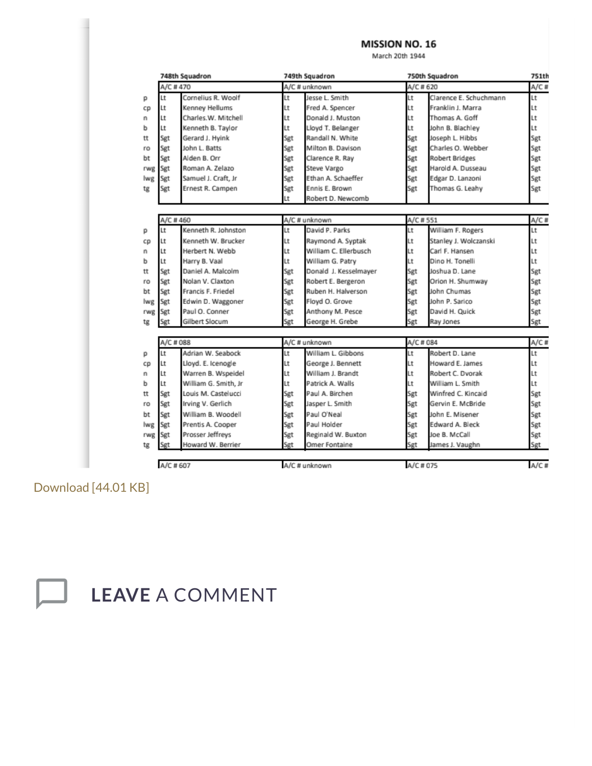## MISSION NO. 16

March 20th 1944

| | 748th Squadron | | 749th Squadron | | 750th Squadron | | 751th |
|---|---|---|---|---|---|---|---|
| | A/C # 470 | | A/C # unknown | | A/C # 620 | | A/C # |
| p | Lt | Cornelius R. Woolf | Lt | Jesse L. Smith | Lt | Clarence E. Schuchmann | Lt |
| cp | Lt | Kenney Hellums | Lt | Fred A. Spencer | Lt | Franklin J. Marra | Lt |
| n | Lt | Charles.W. Mitchell | Lt | Donald J. Muston | Lt | Thomas A. Goff | Lt |
| b | Lt | Kenneth B. Taylor | Lt | Lloyd T. Belanger | Lt | John B. Blachley | Lt |
| tt | Sgt | Gerard J. Hyink | Sgt | Randall N. White | Sgt | Joseph L. Hibbs | Sgt |
| ro | Sgt | John L. Batts | Sgt | Milton B. Davison | Sgt | Charles O. Webber | Sgt |
| bt | Sgt | Alden B. Orr | Sgt | Clarence R. Ray | Sgt | Robert Bridges | Sgt |
| rwg | Sgt | Roman A. Zelazo | Sgt | Steve Vargo | Sgt | Harold A. Dusseau | Sgt |
| lwg | Sgt | Samuel J. Craft, Jr | Sgt | Ethan A. Schaeffer | Sgt | Edgar D. Lanzoni | Sgt |
| tg | Sgt | Ernest R. Campen | Sgt | Ennis E. Brown | Sgt | Thomas G. Leahy | Sgt |
| | | | Lt | Robert D. Newcomb | | | |
| | A/C # 460 | | A/C # unknown | | A/C # 551 | | A/C # |
| p | Lt | Kenneth R. Johnston | Lt | David P. Parks | Lt | William F. Rogers | Lt |
| cp | Lt | Kenneth W. Brucker | Lt | Raymond A. Syptak | Lt | Stanley J. Wolczanski | Lt |
| n | Lt | Herbert N. Webb | Lt | William C. Ellerbusch | Lt | Carl F. Hansen | Lt |
| b | Lt | Harry B. Vaal | Lt | William G. Patry | Lt | Dino H. Tonelli | Lt |
| tt | Sgt | Daniel A. Malcolm | Sgt | Donald J. Kesselmayer | Sgt | Joshua D. Lane | Sgt |
| ro | Sgt | Nolan V. Claxton | Sgt | Robert E. Bergeron | Sgt | Orion H. Shumway | Sgt |
| bt | Sgt | Francis F. Friedel | Sgt | Ruben H. Halverson | Sgt | John Chumas | Sgt |
| lwg | Sgt | Edwin D. Waggoner | Sgt | Floyd O. Grove | Sgt | John P. Sarico | Sgt |
| rwg | Sgt | Paul O. Conner | Sgt | Anthony M. Pesce | Sgt | David H. Quick | Sgt |
| tg | Sgt | Gilbert Slocum | Sgt | George H. Grebe | Sgt | Ray Jones | Sgt |
| | A/C # 088 | | A/C # unknown | | A/C # 084 | | A/C # |
| p | Lt | Adrian W. Seabock | Lt | William L. Gibbons | Lt | Robert D. Lane | Lt |
| cp | Lt | Lloyd. E. Icenogle | Lt | George J. Bennett | Lt | Howard E. James | Lt |
| n | Lt | Warren B. Wspeidel | Lt | William J. Brandt | Lt | Robert C. Dvorak | Lt |
| b | Lt | William G. Smith, Jr | Lt | Patrick A. Walls | Lt | William L. Smith | Lt |
| tt | Sgt | Louis M. Castelucci | Sgt | Paul A. Birchen | Sgt | Winfred C. Kincaid | Sgt |
| ro | Sgt | Irving V. Gerlich | Sgt | Jasper L. Smith | Sgt | Gervin E. McBride | Sgt |
| bt | Sgt | William B. Woodell | Sgt | Paul O'Neal | Sgt | John E. Misener | Sgt |
| lwg | Sgt | Prentis A. Cooper | Sgt | Paul Holder | Sgt | Edward A. Bleck | Sgt |
| rwg | Sgt | Prosser Jeffreys | Sgt | Reginald W. Buxton | Sgt | Joe B. McCall | Sgt |
| tg | Sgt | Howard W. Berrier | Sgt | Omer Fontaine | Sgt | James J. Vaughn | Sgt |
| | A/C # 607 | | A/C # unknown | | A/C # 075 | | A/C # |

Download [44.01 KB]

## LEAVE A COMMENT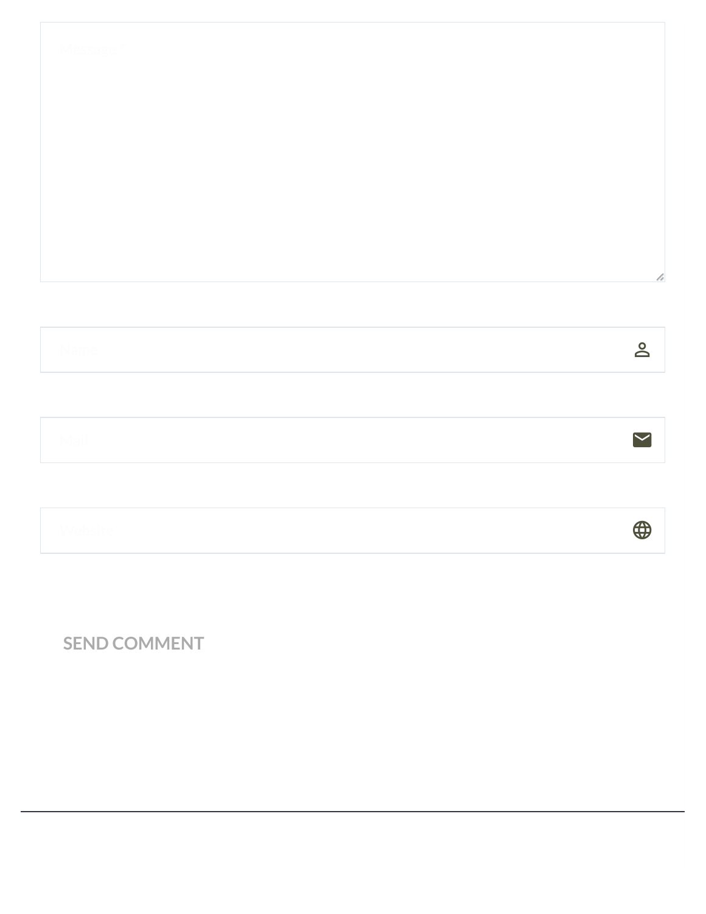Message *

Name

Mail

Website

SEND COMMENT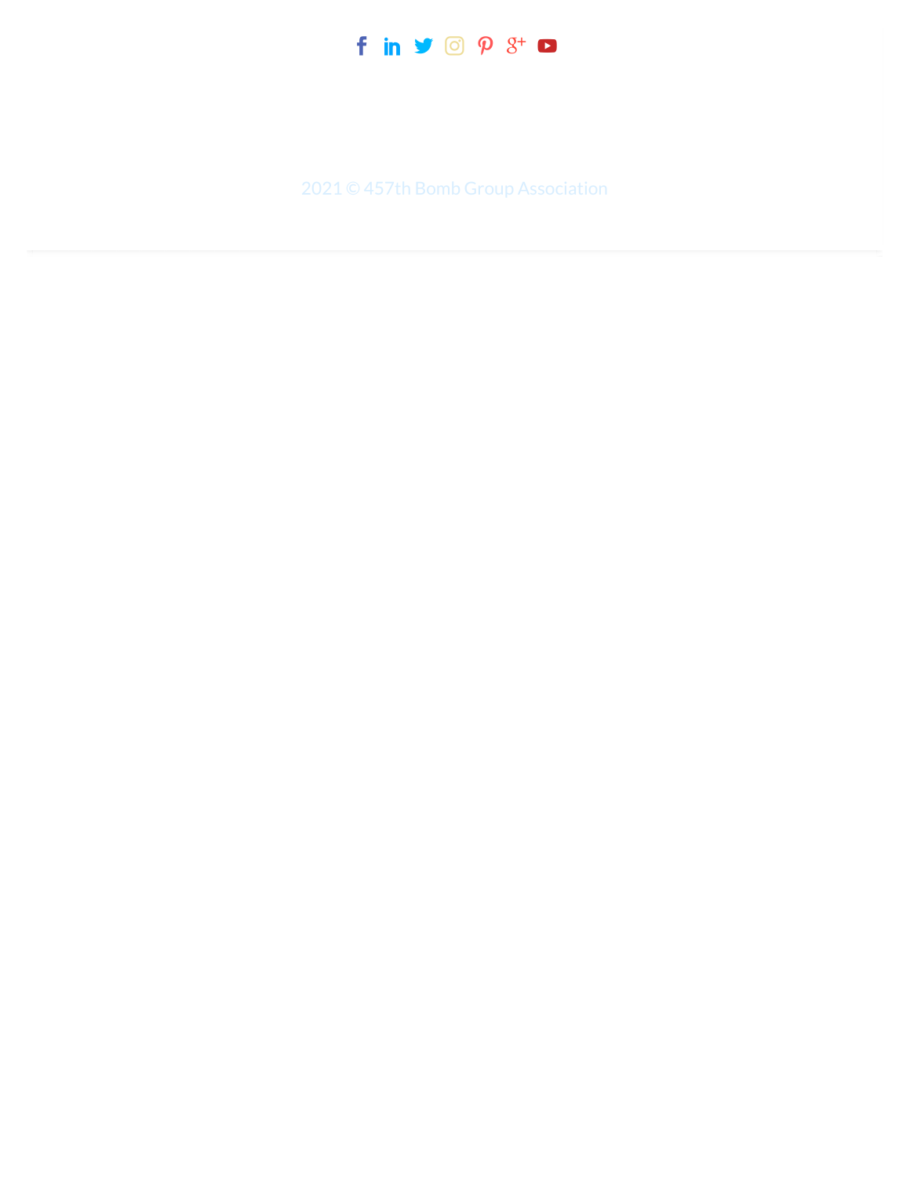2021 © 457th Bomb Group Association